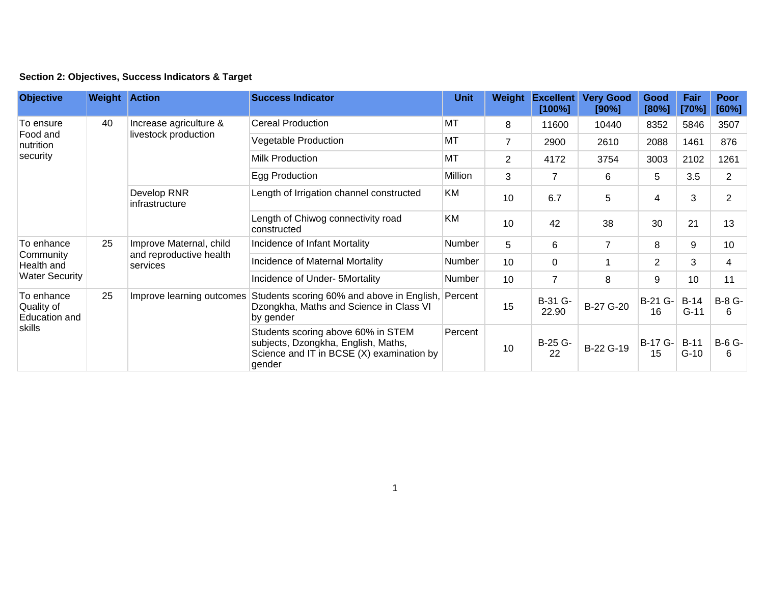**Section 2: Objectives, Success Indicators & Target**

| Objective | Weight | Action | Success Indicator | Unit | Weight | Excellent [100%] | Very Good [90%] | Good [80%] | Fair [70%] | Poor [60%] |
|---|---|---|---|---|---|---|---|---|---|---|
| To ensure Food and nutrition security | 40 | Increase agriculture & livestock production | Cereal Production | MT | 8 | 11600 | 10440 | 8352 | 5846 | 3507 |
| | | | Vegetable Production | MT | 7 | 2900 | 2610 | 2088 | 1461 | 876 |
| | | | Milk Production | MT | 2 | 4172 | 3754 | 3003 | 2102 | 1261 |
| | | | Egg Production | Million | 3 | 7 | 6 | 5 | 3.5 | 2 |
| | | Develop RNR infrastructure | Length of Irrigation channel constructed | KM | 10 | 6.7 | 5 | 4 | 3 | 2 |
| | | | Length of Chiwog connectivity road constructed | KM | 10 | 42 | 38 | 30 | 21 | 13 |
| To enhance Community Health and Water Security | 25 | Improve Maternal, child and reproductive health services | Incidence of Infant Mortality | Number | 5 | 6 | 7 | 8 | 9 | 10 |
| | | | Incidence of Maternal Mortality | Number | 10 | 0 | 1 | 2 | 3 | 4 |
| | | | Incidence of Under- 5Mortality | Number | 10 | 7 | 8 | 9 | 10 | 11 |
| To enhance Quality of Education and skills | 25 | Improve learning outcomes | Students scoring 60% and above in English, Dzongkha, Maths and Science in Class VI by gender | Percent | 15 | B-31 G-22.90 | B-27 G-20 | B-21 G-16 | B-14 G-11 | B-8 G-6 |
| | | | Students scoring above 60% in STEM subjects, Dzongkha, English, Maths, Science and IT in BCSE (X) examination by gender | Percent | 10 | B-25 G-22 | B-22 G-19 | B-17 G-15 | B-11 G-10 | B-6 G-6 |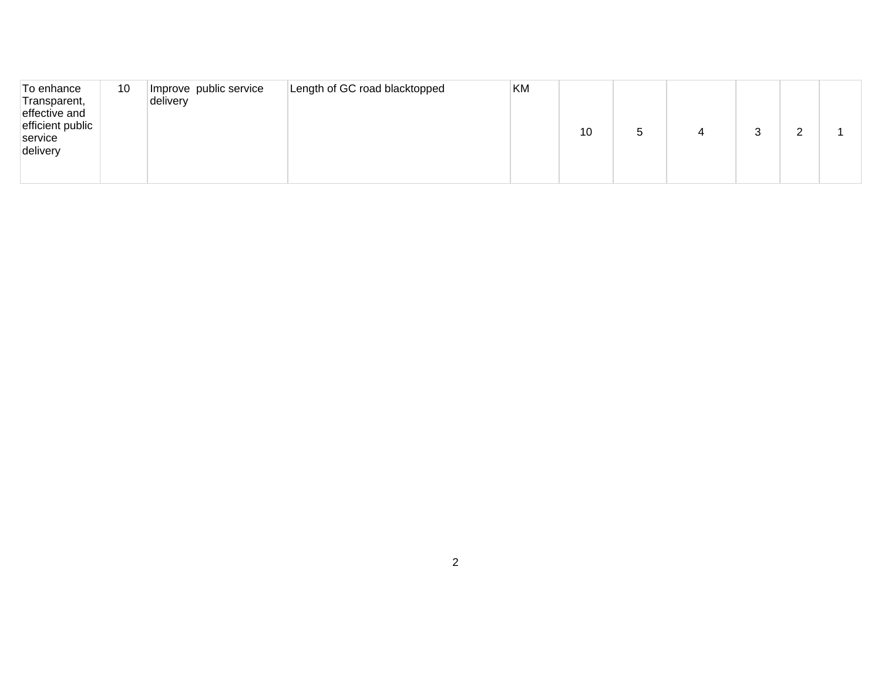| | | | | | | | | | | |
|---|---|---|---|---|---|---|---|---|---|---|
| To enhance Transparent, effective and efficient public service delivery | 10 | Improve public service delivery | Length of GC road blacktopped | KM | 10 | 5 | 4 | 3 | 2 | 1 |